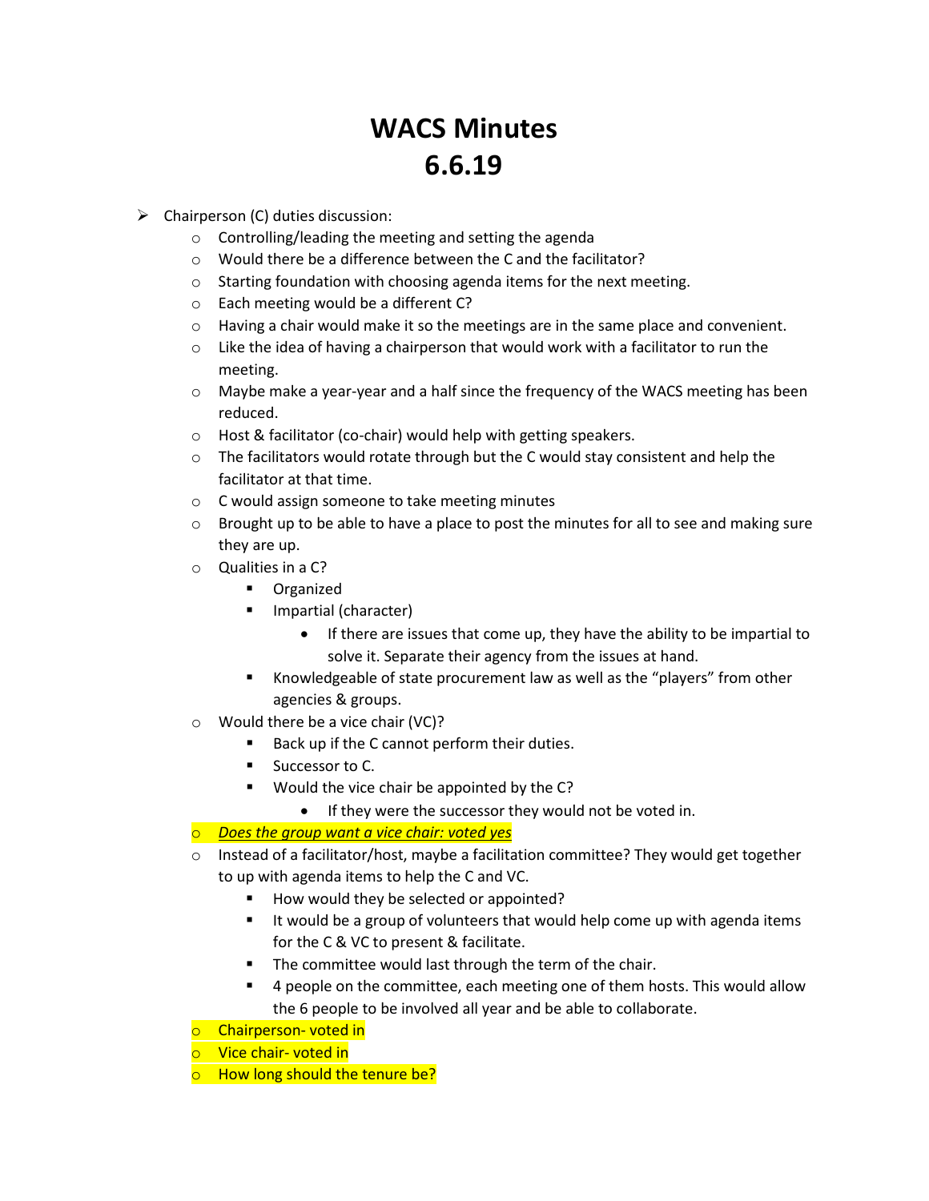# WACS Minutes
# 6.6.19

- Chairperson (C) duties discussion:
    - Controlling/leading the meeting and setting the agenda
    - Would there be a difference between the C and the facilitator?
    - Starting foundation with choosing agenda items for the next meeting.
    - Each meeting would be a different C?
    - Having a chair would make it so the meetings are in the same place and convenient.
    - Like the idea of having a chairperson that would work with a facilitator to run the meeting.
    - Maybe make a year-year and a half since the frequency of the WACS meeting has been reduced.
    - Host & facilitator (co-chair) would help with getting speakers.
    - The facilitators would rotate through but the C would stay consistent and help the facilitator at that time.
    - C would assign someone to take meeting minutes
    - Brought up to be able to have a place to post the minutes for all to see and making sure they are up.
    - Qualities in a C?
        - Organized
        - Impartial (character)
            - If there are issues that come up, they have the ability to be impartial to solve it. Separate their agency from the issues at hand.
        - Knowledgeable of state procurement law as well as the "players" from other agencies & groups.
    - Would there be a vice chair (VC)?
        - Back up if the C cannot perform their duties.
        - Successor to C.
        - Would the vice chair be appointed by the C?
            - If they were the successor they would not be voted in.
    - *Does the group want a vice chair: voted yes*
    - Instead of a facilitator/host, maybe a facilitation committee? They would get together to up with agenda items to help the C and VC.
        - How would they be selected or appointed?
        - It would be a group of volunteers that would help come up with agenda items for the C & VC to present & facilitate.
        - The committee would last through the term of the chair.
        - 4 people on the committee, each meeting one of them hosts. This would allow the 6 people to be involved all year and be able to collaborate.
    - Chairperson- voted in
    - Vice chair- voted in
    - How long should the tenure be?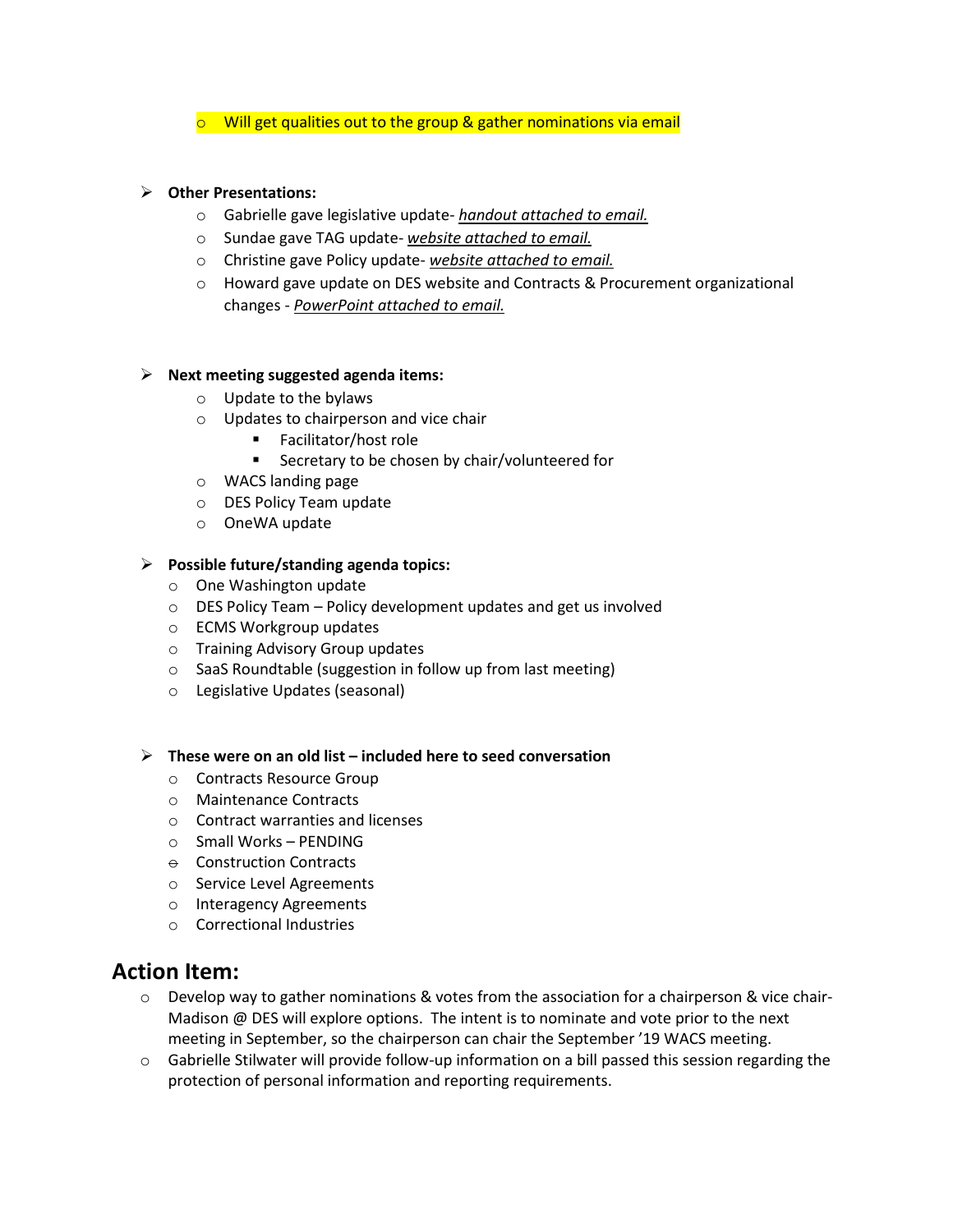- Will get qualities out to the group & gather nominations via email

- **Other Presentations:**
  - Gabrielle gave legislative update- *handout attached to email.*
  - Sundae gave TAG update- *website attached to email.*
  - Christine gave Policy update- *website attached to email.*
  - Howard gave update on DES website and Contracts & Procurement organizational changes - *PowerPoint attached to email.*

- **Next meeting suggested agenda items:**
  - Update to the bylaws
  - Updates to chairperson and vice chair
    - Facilitator/host role
    - Secretary to be chosen by chair/volunteered for
  - WACS landing page
  - DES Policy Team update
  - OneWA update

- **Possible future/standing agenda topics:**
  - One Washington update
  - DES Policy Team – Policy development updates and get us involved
  - ECMS Workgroup updates
  - Training Advisory Group updates
  - SaaS Roundtable (suggestion in follow up from last meeting)
  - Legislative Updates (seasonal)

- **These were on an old list – included here to seed conversation**
  - Contracts Resource Group
  - Maintenance Contracts
  - Contract warranties and licenses
  - Small Works – PENDING
  - Construction Contracts
  - Service Level Agreements
  - Interagency Agreements
  - Correctional Industries

## Action Item:

- Develop way to gather nominations & votes from the association for a chairperson & vice chair- Madison @ DES will explore options. The intent is to nominate and vote prior to the next meeting in September, so the chairperson can chair the September '19 WACS meeting.
- Gabrielle Stilwater will provide follow-up information on a bill passed this session regarding the protection of personal information and reporting requirements.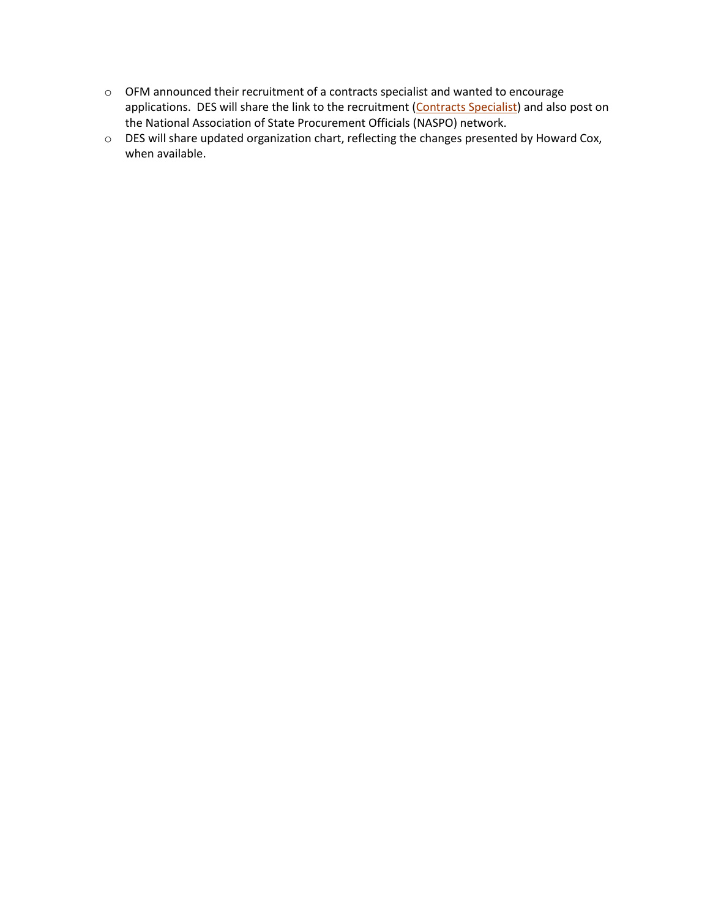- OFM announced their recruitment of a contracts specialist and wanted to encourage applications. DES will share the link to the recruitment (Contracts Specialist) and also post on the National Association of State Procurement Officials (NASPO) network.
- DES will share updated organization chart, reflecting the changes presented by Howard Cox, when available.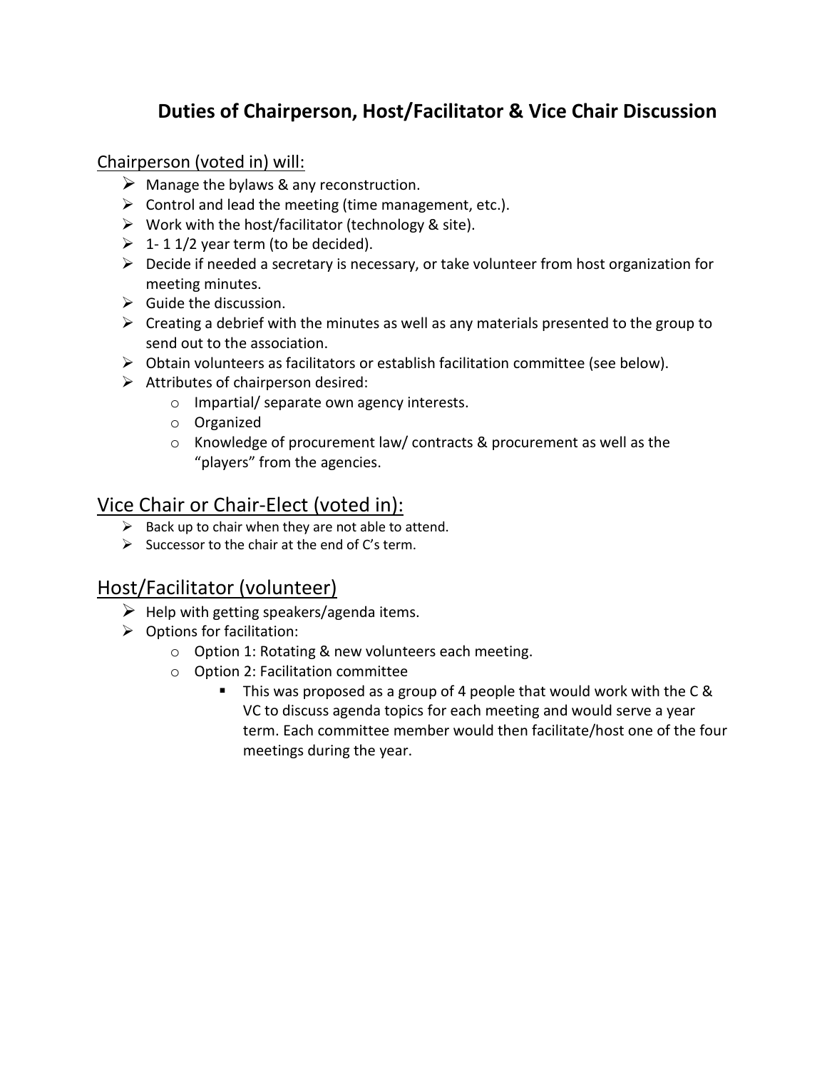# Duties of Chairperson, Host/Facilitator & Vice Chair Discussion

## Chairperson (voted in) will:

- Manage the bylaws & any reconstruction.
- Control and lead the meeting (time management, etc.).
- Work with the host/facilitator (technology & site).
- 1- 1 1/2 year term (to be decided).
- Decide if needed a secretary is necessary, or take volunteer from host organization for meeting minutes.
- Guide the discussion.
- Creating a debrief with the minutes as well as any materials presented to the group to send out to the association.
- Obtain volunteers as facilitators or establish facilitation committee (see below).
- Attributes of chairperson desired:
  - Impartial/ separate own agency interests.
  - Organized
  - Knowledge of procurement law/ contracts & procurement as well as the "players" from the agencies.

## Vice Chair or Chair-Elect (voted in):

- Back up to chair when they are not able to attend.
- Successor to the chair at the end of C's term.

## Host/Facilitator (volunteer)

- Help with getting speakers/agenda items.
- Options for facilitation:
  - Option 1: Rotating & new volunteers each meeting.
  - Option 2: Facilitation committee
    - This was proposed as a group of 4 people that would work with the C & VC to discuss agenda topics for each meeting and would serve a year term. Each committee member would then facilitate/host one of the four meetings during the year.